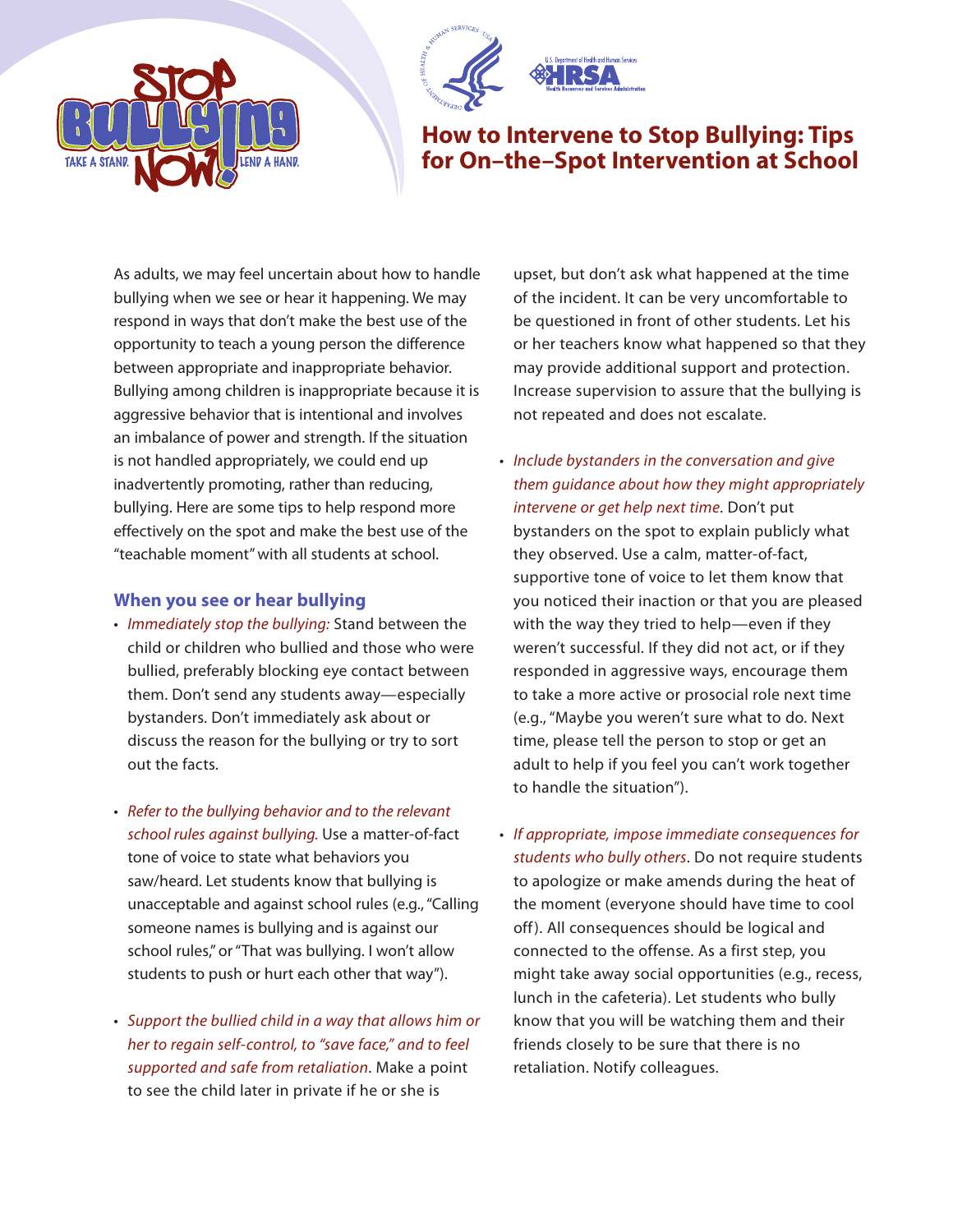# How to Intervene to Stop Bullying: Tips for On–the–Spot Intervention at School

As adults, we may feel uncertain about how to handle bullying when we see or hear it happening. We may respond in ways that don't make the best use of the opportunity to teach a young person the difference between appropriate and inappropriate behavior. Bullying among children is inappropriate because it is aggressive behavior that is intentional and involves an imbalance of power and strength. If the situation is not handled appropriately, we could end up inadvertently promoting, rather than reducing, bullying. Here are some tips to help respond more effectively on the spot and make the best use of the "teachable moment" with all students at school.

## When you see or hear bullying

- *Immediately stop the bullying:* Stand between the child or children who bullied and those who were bullied, preferably blocking eye contact between them. Don't send any students away—especially bystanders. Don't immediately ask about or discuss the reason for the bullying or try to sort out the facts.

- *Refer to the bullying behavior and to the relevant school rules against bullying.* Use a matter-of-fact tone of voice to state what behaviors you saw/heard. Let students know that bullying is unacceptable and against school rules (e.g., "Calling someone names is bullying and is against our school rules," or "That was bullying. I won't allow students to push or hurt each other that way").

- *Support the bullied child in a way that allows him or her to regain self-control, to "save face," and to feel supported and safe from retaliation*. Make a point to see the child later in private if he or she is upset, but don't ask what happened at the time of the incident. It can be very uncomfortable to be questioned in front of other students. Let his or her teachers know what happened so that they may provide additional support and protection. Increase supervision to assure that the bullying is not repeated and does not escalate.

- *Include bystanders in the conversation and give them guidance about how they might appropriately intervene or get help next time*. Don't put bystanders on the spot to explain publicly what they observed. Use a calm, matter-of-fact, supportive tone of voice to let them know that you noticed their inaction or that you are pleased with the way they tried to help—even if they weren't successful. If they did not act, or if they responded in aggressive ways, encourage them to take a more active or prosocial role next time (e.g., "Maybe you weren't sure what to do. Next time, please tell the person to stop or get an adult to help if you feel you can't work together to handle the situation").

- *If appropriate, impose immediate consequences for students who bully others*. Do not require students to apologize or make amends during the heat of the moment (everyone should have time to cool off). All consequences should be logical and connected to the offense. As a first step, you might take away social opportunities (e.g., recess, lunch in the cafeteria). Let students who bully know that you will be watching them and their friends closely to be sure that there is no retaliation. Notify colleagues.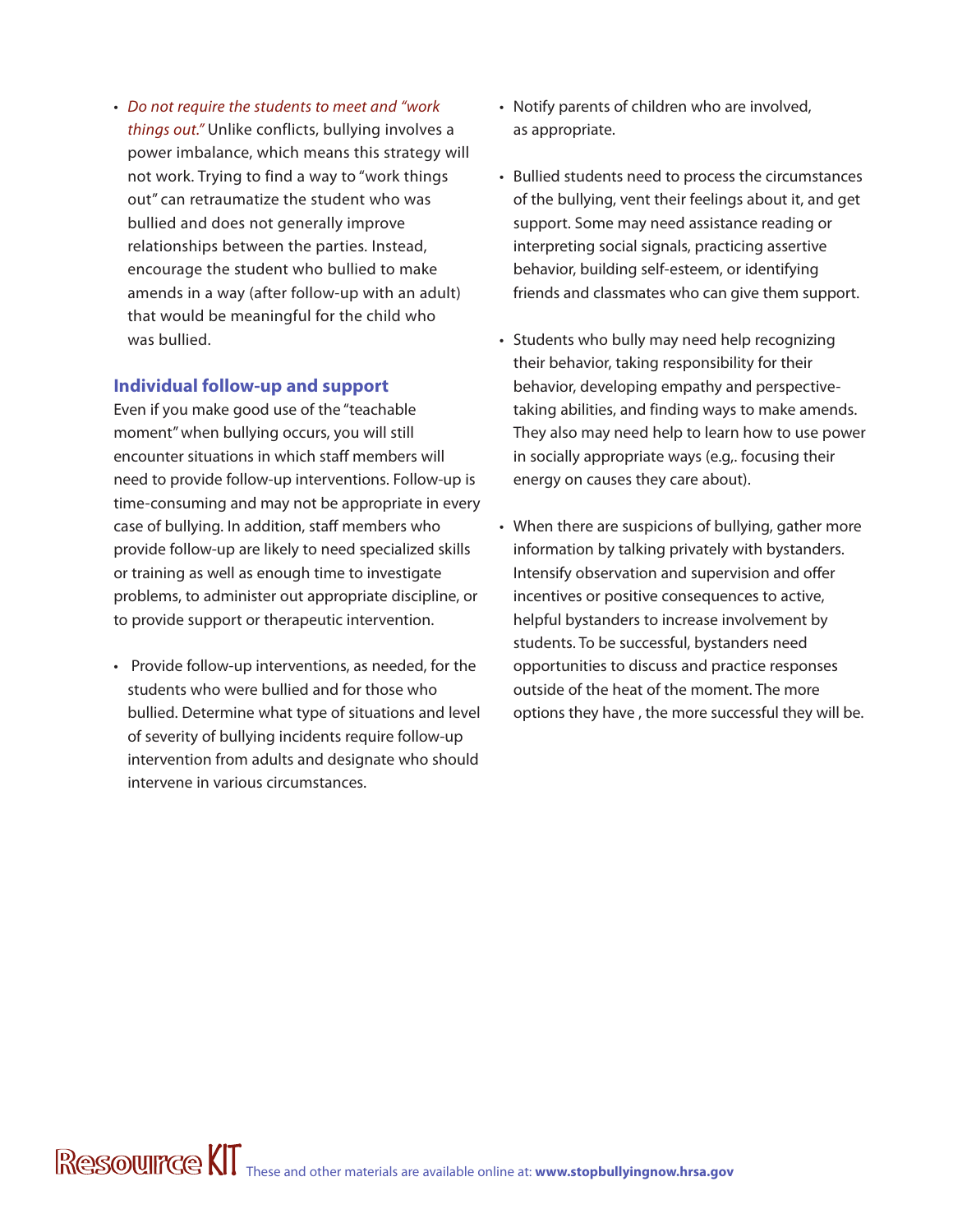- *Do not require the students to meet and "work things out."* Unlike conflicts, bullying involves a power imbalance, which means this strategy will not work. Trying to find a way to "work things out" can retraumatize the student who was bullied and does not generally improve relationships between the parties. Instead, encourage the student who bullied to make amends in a way (after follow-up with an adult) that would be meaningful for the child who was bullied.

### Individual follow-up and support

Even if you make good use of the "teachable moment" when bullying occurs, you will still encounter situations in which staff members will need to provide follow-up interventions. Follow-up is time-consuming and may not be appropriate in every case of bullying. In addition, staff members who provide follow-up are likely to need specialized skills or training as well as enough time to investigate problems, to administer out appropriate discipline, or to provide support or therapeutic intervention.

- Provide follow-up interventions, as needed, for the students who were bullied and for those who bullied. Determine what type of situations and level of severity of bullying incidents require follow-up intervention from adults and designate who should intervene in various circumstances.
- Notify parents of children who are involved, as appropriate.
- Bullied students need to process the circumstances of the bullying, vent their feelings about it, and get support. Some may need assistance reading or interpreting social signals, practicing assertive behavior, building self-esteem, or identifying friends and classmates who can give them support.
- Students who bully may need help recognizing their behavior, taking responsibility for their behavior, developing empathy and perspective-taking abilities, and finding ways to make amends. They also may need help to learn how to use power in socially appropriate ways (e.g,. focusing their energy on causes they care about).
- When there are suspicions of bullying, gather more information by talking privately with bystanders. Intensify observation and supervision and offer incentives or positive consequences to active, helpful bystanders to increase involvement by students. To be successful, bystanders need opportunities to discuss and practice responses outside of the heat of the moment. The more options they have , the more successful they will be.